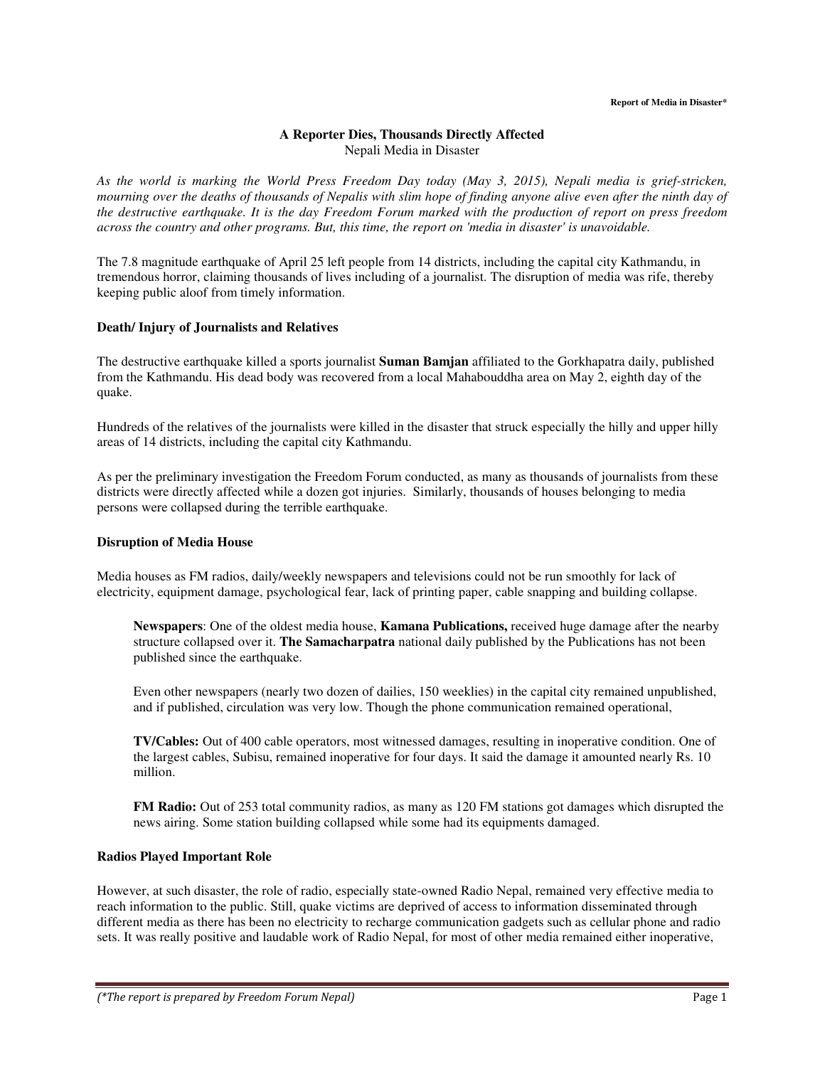# A Reporter Dies, Thousands Directly Affected

Nepali Media in Disaster

*As the world is marking the World Press Freedom Day today (May 3, 2015), Nepali media is grief-stricken, mourning over the deaths of thousands of Nepalis with slim hope of finding anyone alive even after the ninth day of the destructive earthquake. It is the day Freedom Forum marked with the production of report on press freedom across the country and other programs. But, this time, the report on 'media in disaster' is unavoidable.*

The 7.8 magnitude earthquake of April 25 left people from 14 districts, including the capital city Kathmandu, in tremendous horror, claiming thousands of lives including of a journalist. The disruption of media was rife, thereby keeping public aloof from timely information.

## Death/ Injury of Journalists and Relatives

The destructive earthquake killed a sports journalist **Suman Bamjan** affiliated to the Gorkhapatra daily, published from the Kathmandu. His dead body was recovered from a local Mahabouddha area on May 2, eighth day of the quake.

Hundreds of the relatives of the journalists were killed in the disaster that struck especially the hilly and upper hilly areas of 14 districts, including the capital city Kathmandu.

As per the preliminary investigation the Freedom Forum conducted, as many as thousands of journalists from these districts were directly affected while a dozen got injuries. Similarly, thousands of houses belonging to media persons were collapsed during the terrible earthquake.

## Disruption of Media House

Media houses as FM radios, daily/weekly newspapers and televisions could not be run smoothly for lack of electricity, equipment damage, psychological fear, lack of printing paper, cable snapping and building collapse.

> **Newspapers**: One of the oldest media house, **Kamana Publications,** received huge damage after the nearby structure collapsed over it. **The Samacharpatra** national daily published by the Publications has not been published since the earthquake.
>
> Even other newspapers (nearly two dozen of dailies, 150 weeklies) in the capital city remained unpublished, and if published, circulation was very low. Though the phone communication remained operational,
>
> **TV/Cables:** Out of 400 cable operators, most witnessed damages, resulting in inoperative condition. One of the largest cables, Subisu, remained inoperative for four days. It said the damage it amounted nearly Rs. 10 million.
>
> **FM Radio:** Out of 253 total community radios, as many as 120 FM stations got damages which disrupted the news airing. Some station building collapsed while some had its equipments damaged.

## Radios Played Important Role

However, at such disaster, the role of radio, especially state-owned Radio Nepal, remained very effective media to reach information to the public. Still, quake victims are deprived of access to information disseminated through different media as there has been no electricity to recharge communication gadgets such as cellular phone and radio sets. It was really positive and laudable work of Radio Nepal, for most of other media remained either inoperative,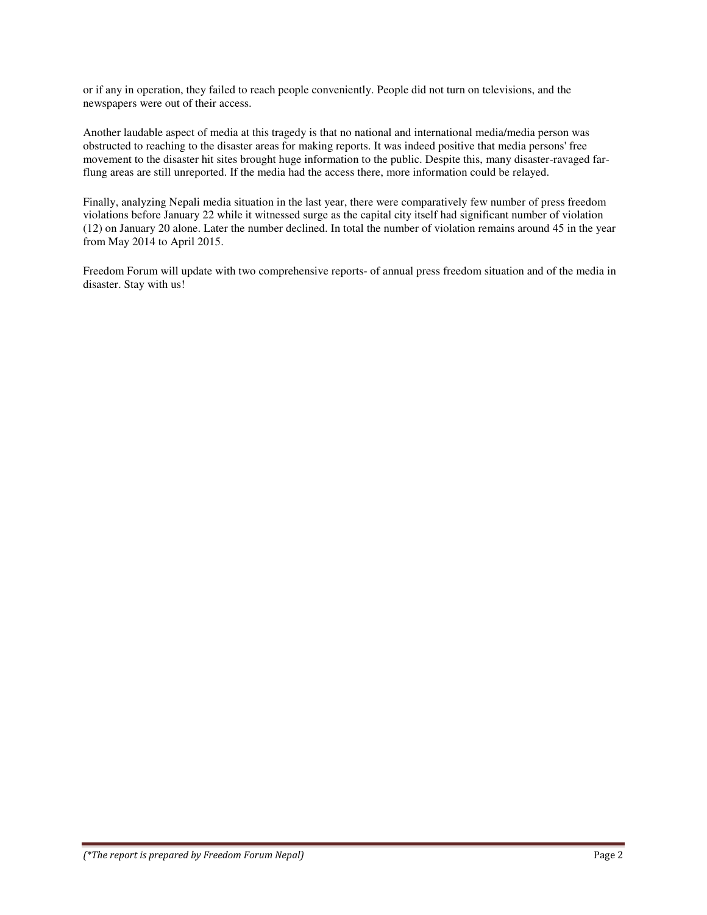or if any in operation, they failed to reach people conveniently. People did not turn on televisions, and the newspapers were out of their access.

Another laudable aspect of media at this tragedy is that no national and international media/media person was obstructed to reaching to the disaster areas for making reports. It was indeed positive that media persons' free movement to the disaster hit sites brought huge information to the public. Despite this, many disaster-ravaged far-flung areas are still unreported. If the media had the access there, more information could be relayed.

Finally, analyzing Nepali media situation in the last year, there were comparatively few number of press freedom violations before January 22 while it witnessed surge as the capital city itself had significant number of violation (12) on January 20 alone. Later the number declined. In total the number of violation remains around 45 in the year from May 2014 to April 2015.

Freedom Forum will update with two comprehensive reports- of annual press freedom situation and of the media in disaster. Stay with us!